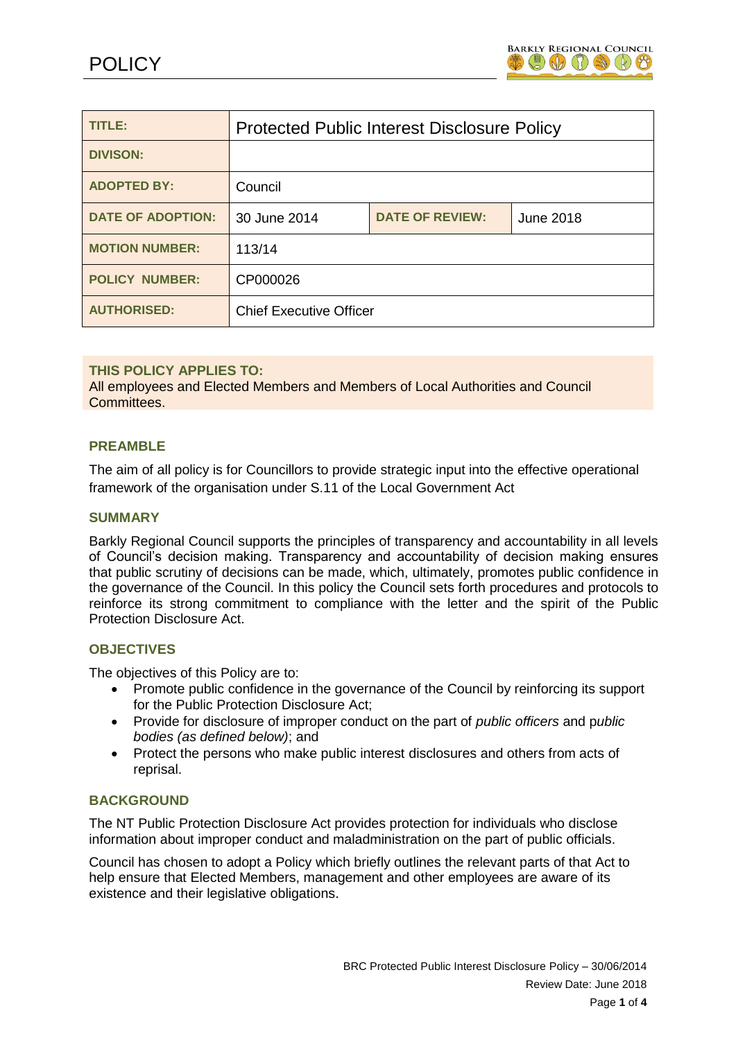# POLICY

| TITLE: | Protected Public Interest Disclosure Policy | | |
|---|---|---|---|
| DIVISON: | | | |
| ADOPTED BY: | Council | | |
| DATE OF ADOPTION: | 30 June 2014 | DATE OF REVIEW: | June 2018 |
| MOTION NUMBER: | 113/14 | | |
| POLICY NUMBER: | CP000026 | | |
| AUTHORISED: | Chief Executive Officer | | |

**THIS POLICY APPLIES TO:**
All employees and Elected Members and Members of Local Authorities and Council Committees.

## PREAMBLE

The aim of all policy is for Councillors to provide strategic input into the effective operational framework of the organisation under S.11 of the Local Government Act

## SUMMARY

Barkly Regional Council supports the principles of transparency and accountability in all levels of Council's decision making. Transparency and accountability of decision making ensures that public scrutiny of decisions can be made, which, ultimately, promotes public confidence in the governance of the Council. In this policy the Council sets forth procedures and protocols to reinforce its strong commitment to compliance with the letter and the spirit of the Public Protection Disclosure Act.

## OBJECTIVES

The objectives of this Policy are to:

- Promote public confidence in the governance of the Council by reinforcing its support for the Public Protection Disclosure Act;
- Provide for disclosure of improper conduct on the part of *public officers* and p*ublic bodies (as defined below)*; and
- Protect the persons who make public interest disclosures and others from acts of reprisal.

## BACKGROUND

The NT Public Protection Disclosure Act provides protection for individuals who disclose information about improper conduct and maladministration on the part of public officials.

Council has chosen to adopt a Policy which briefly outlines the relevant parts of that Act to help ensure that Elected Members, management and other employees are aware of its existence and their legislative obligations.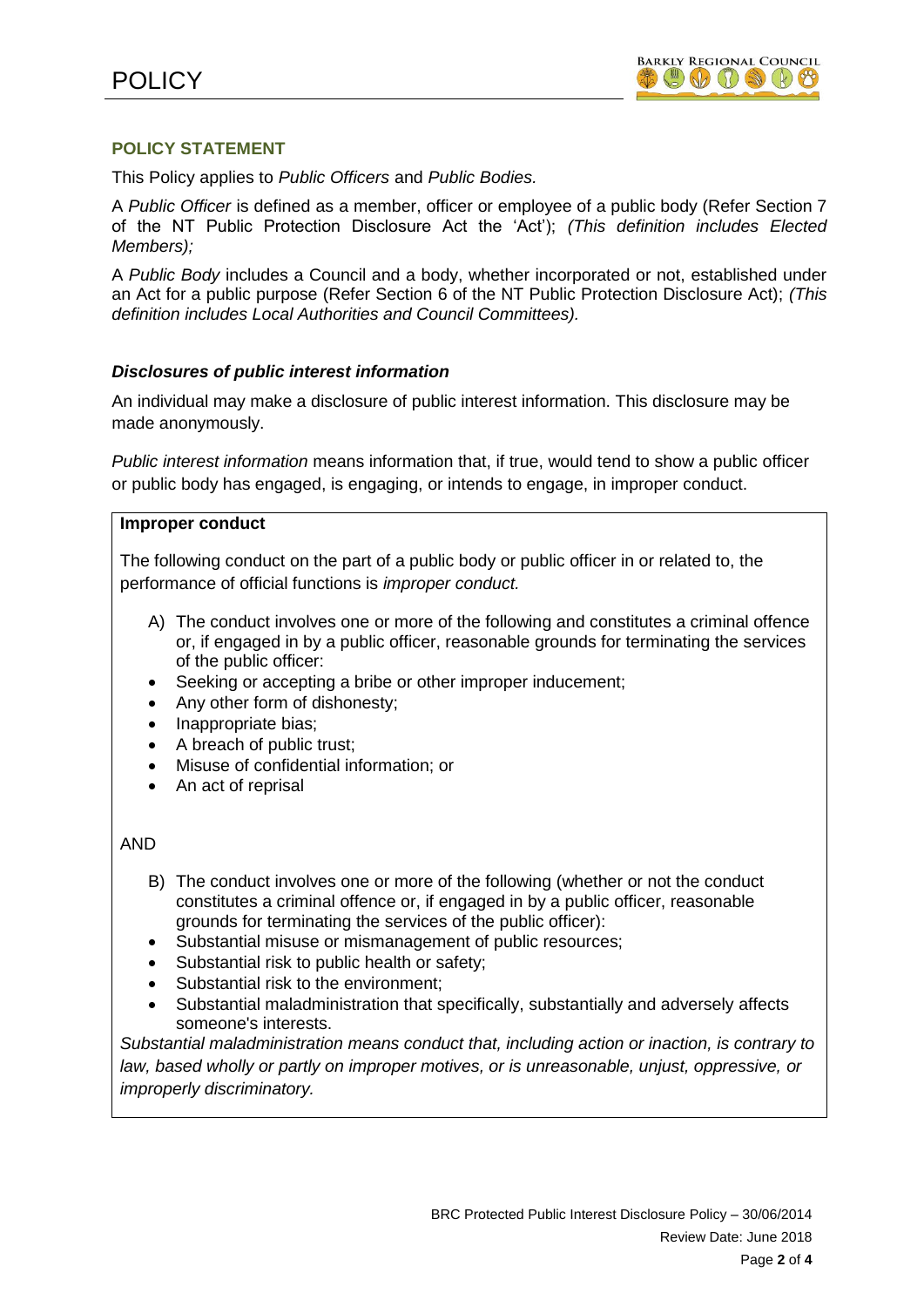### POLICY STATEMENT

This Policy applies to *Public Officers* and *Public Bodies.*

A *Public Officer* is defined as a member, officer or employee of a public body (Refer Section 7 of the NT Public Protection Disclosure Act the 'Act'); *(This definition includes Elected Members);*

A *Public Body* includes a Council and a body, whether incorporated or not, established under an Act for a public purpose (Refer Section 6 of the NT Public Protection Disclosure Act); *(This definition includes Local Authorities and Council Committees).*

#### ***Disclosures of public interest information***

An individual may make a disclosure of public interest information. This disclosure may be made anonymously.

*Public interest information* means information that, if true, would tend to show a public officer or public body has engaged, is engaging, or intends to engage, in improper conduct.

**Improper conduct**

The following conduct on the part of a public body or public officer in or related to, the performance of official functions is *improper conduct.*

A) The conduct involves one or more of the following and constitutes a criminal offence or, if engaged in by a public officer, reasonable grounds for terminating the services of the public officer:

- Seeking or accepting a bribe or other improper inducement;
- Any other form of dishonesty;
- Inappropriate bias;
- A breach of public trust;
- Misuse of confidential information; or
- An act of reprisal

AND

B) The conduct involves one or more of the following (whether or not the conduct constitutes a criminal offence or, if engaged in by a public officer, reasonable grounds for terminating the services of the public officer):

- Substantial misuse or mismanagement of public resources;
- Substantial risk to public health or safety;
- Substantial risk to the environment;
- Substantial maladministration that specifically, substantially and adversely affects someone's interests.

*Substantial maladministration means conduct that, including action or inaction, is contrary to law, based wholly or partly on improper motives, or is unreasonable, unjust, oppressive, or improperly discriminatory.*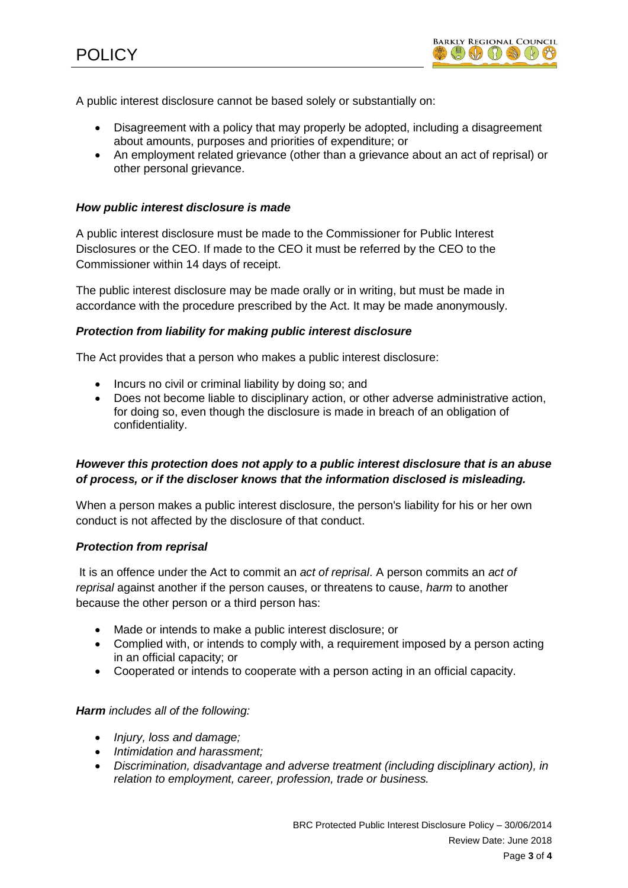A public interest disclosure cannot be based solely or substantially on:

- Disagreement with a policy that may properly be adopted, including a disagreement about amounts, purposes and priorities of expenditure; or
- An employment related grievance (other than a grievance about an act of reprisal) or other personal grievance.

***How public interest disclosure is made***

A public interest disclosure must be made to the Commissioner for Public Interest Disclosures or the CEO. If made to the CEO it must be referred by the CEO to the Commissioner within 14 days of receipt.

The public interest disclosure may be made orally or in writing, but must be made in accordance with the procedure prescribed by the Act. It may be made anonymously.

***Protection from liability for making public interest disclosure***

The Act provides that a person who makes a public interest disclosure:

- Incurs no civil or criminal liability by doing so; and
- Does not become liable to disciplinary action, or other adverse administrative action, for doing so, even though the disclosure is made in breach of an obligation of confidentiality.

***However this protection does not apply to a public interest disclosure that is an abuse of process, or if the discloser knows that the information disclosed is misleading.***

When a person makes a public interest disclosure, the person's liability for his or her own conduct is not affected by the disclosure of that conduct.

***Protection from reprisal***

It is an offence under the Act to commit an *act of reprisal*. A person commits an *act of reprisal* against another if the person causes, or threatens to cause, *harm* to another because the other person or a third person has:

- Made or intends to make a public interest disclosure; or
- Complied with, or intends to comply with, a requirement imposed by a person acting in an official capacity; or
- Cooperated or intends to cooperate with a person acting in an official capacity.

***Harm** includes all of the following:*

- *Injury, loss and damage;*
- *Intimidation and harassment;*
- *Discrimination, disadvantage and adverse treatment (including disciplinary action), in relation to employment, career, profession, trade or business.*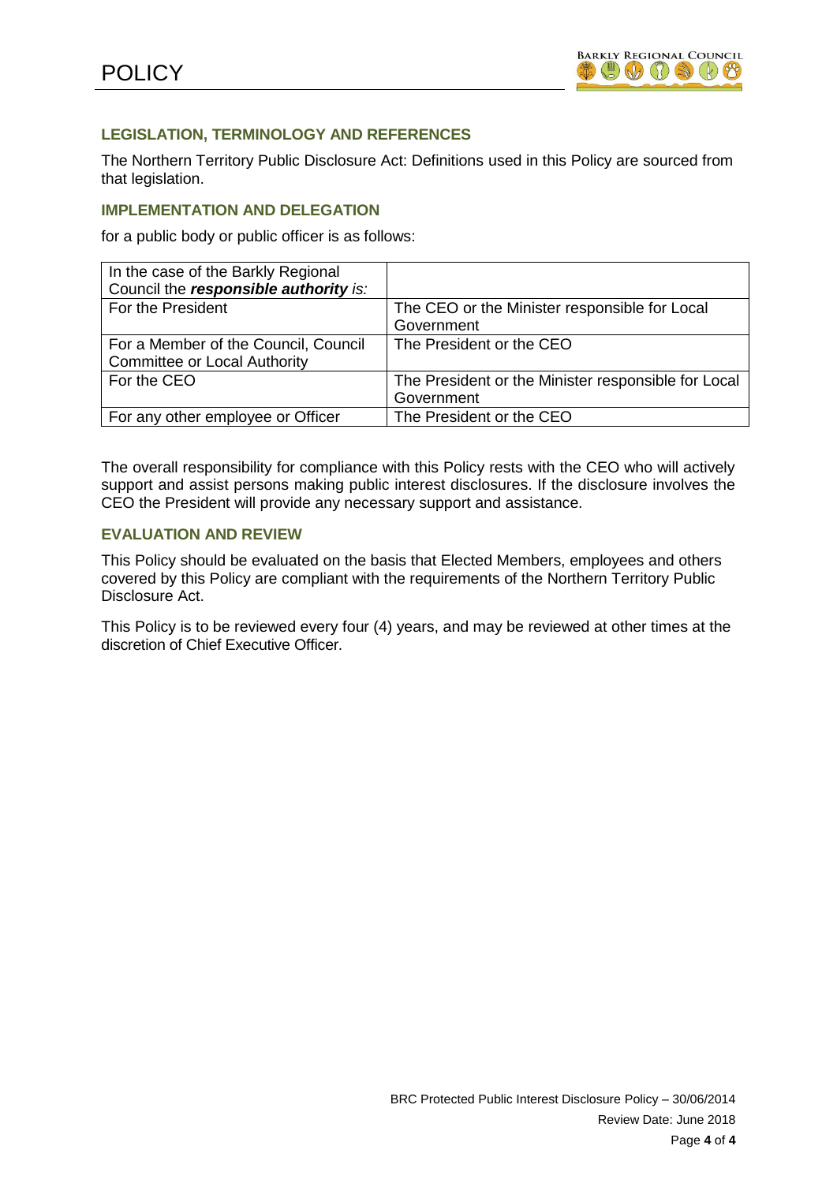## LEGISLATION, TERMINOLOGY AND REFERENCES

The Northern Territory Public Disclosure Act: Definitions used in this Policy are sourced from that legislation.

## IMPLEMENTATION AND DELEGATION

for a public body or public officer is as follows:

| | |
|---|---|
| In the case of the Barkly Regional Council the ***responsible authority*** *is:* | |
| For the President | The CEO or the Minister responsible for Local Government |
| For a Member of the Council, Council Committee or Local Authority | The President or the CEO |
| For the CEO | The President or the Minister responsible for Local Government |
| For any other employee or Officer | The President or the CEO |

The overall responsibility for compliance with this Policy rests with the CEO who will actively support and assist persons making public interest disclosures. If the disclosure involves the CEO the President will provide any necessary support and assistance.

## EVALUATION AND REVIEW

This Policy should be evaluated on the basis that Elected Members, employees and others covered by this Policy are compliant with the requirements of the Northern Territory Public Disclosure Act.

This Policy is to be reviewed every four (4) years, and may be reviewed at other times at the discretion of Chief Executive Officer.